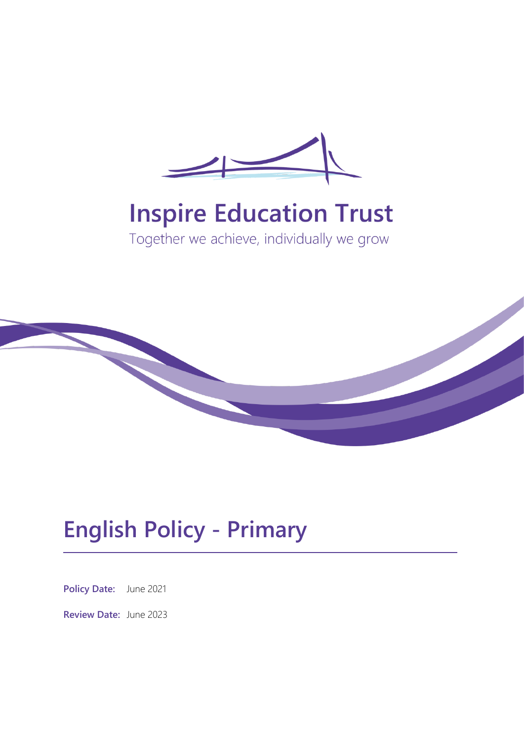# Inspire Education Trust

Together we achieve, individually we grow

# English Policy - Primary

**Policy Date:** June 2021

**Review Date:** June 2023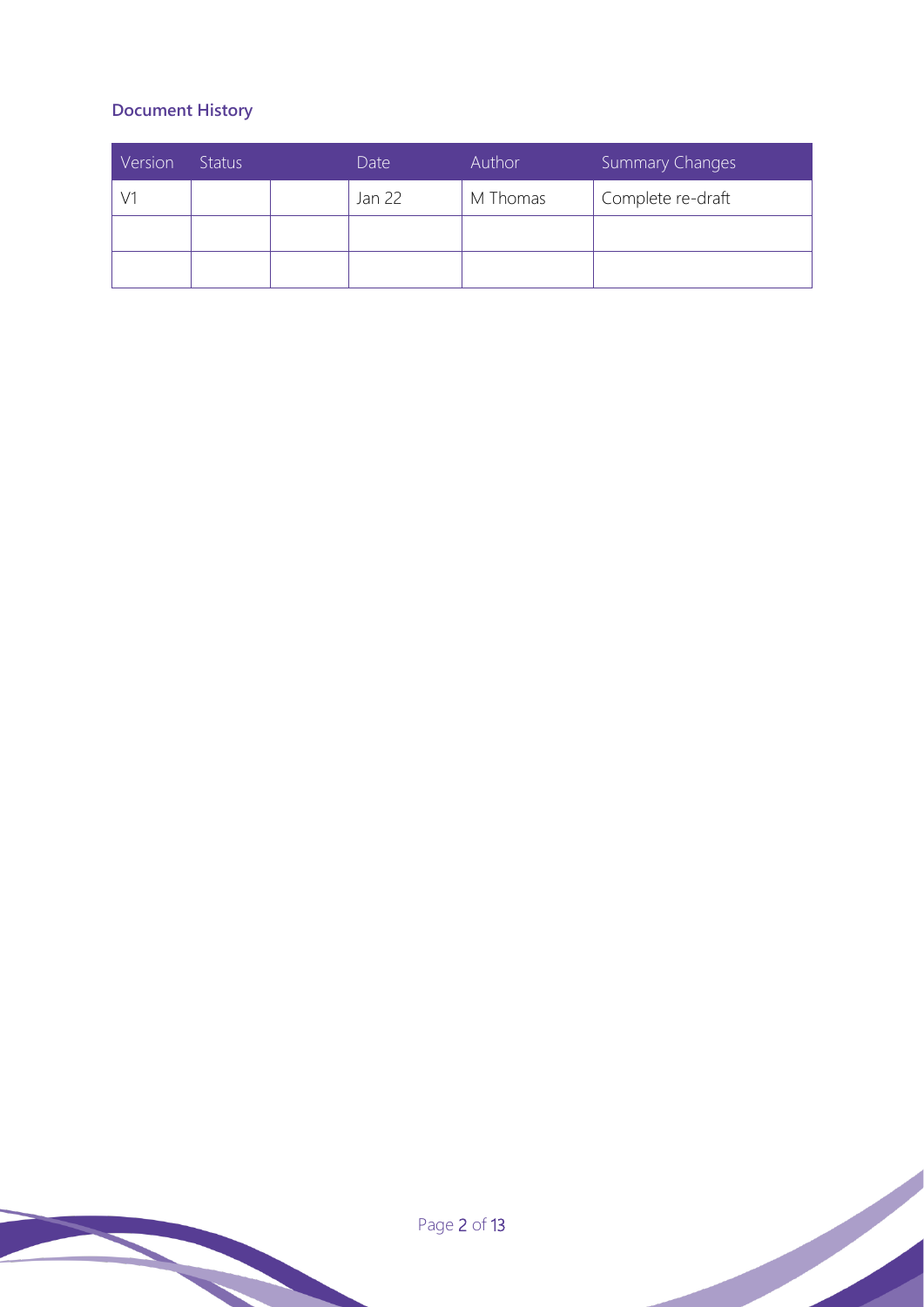**Document History**

| Version | Status | | Date | Author | Summary Changes |
|---|---|---|---|---|---|
| V1 | | | Jan 22 | M Thomas | Complete re-draft |
| | | | | | |
| | | | | | |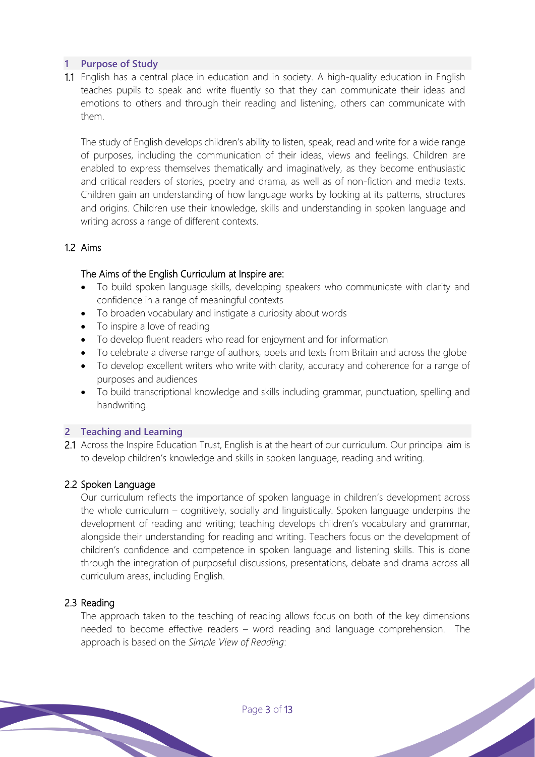## 1 Purpose of Study

1.1 English has a central place in education and in society. A high-quality education in English teaches pupils to speak and write fluently so that they can communicate their ideas and emotions to others and through their reading and listening, others can communicate with them.

The study of English develops children's ability to listen, speak, read and write for a wide range of purposes, including the communication of their ideas, views and feelings. Children are enabled to express themselves thematically and imaginatively, as they become enthusiastic and critical readers of stories, poetry and drama, as well as of non-fiction and media texts. Children gain an understanding of how language works by looking at its patterns, structures and origins. Children use their knowledge, skills and understanding in spoken language and writing across a range of different contexts.

### 1.2 Aims

The Aims of the English Curriculum at Inspire are:

- To build spoken language skills, developing speakers who communicate with clarity and confidence in a range of meaningful contexts
- To broaden vocabulary and instigate a curiosity about words
- To inspire a love of reading
- To develop fluent readers who read for enjoyment and for information
- To celebrate a diverse range of authors, poets and texts from Britain and across the globe
- To develop excellent writers who write with clarity, accuracy and coherence for a range of purposes and audiences
- To build transcriptional knowledge and skills including grammar, punctuation, spelling and handwriting.

## 2 Teaching and Learning

2.1 Across the Inspire Education Trust, English is at the heart of our curriculum. Our principal aim is to develop children's knowledge and skills in spoken language, reading and writing.

### 2.2 Spoken Language

Our curriculum reflects the importance of spoken language in children's development across the whole curriculum – cognitively, socially and linguistically. Spoken language underpins the development of reading and writing; teaching develops children's vocabulary and grammar, alongside their understanding for reading and writing. Teachers focus on the development of children's confidence and competence in spoken language and listening skills. This is done through the integration of purposeful discussions, presentations, debate and drama across all curriculum areas, including English.

### 2.3 Reading

The approach taken to the teaching of reading allows focus on both of the key dimensions needed to become effective readers – word reading and language comprehension. The approach is based on the *Simple View of Reading*: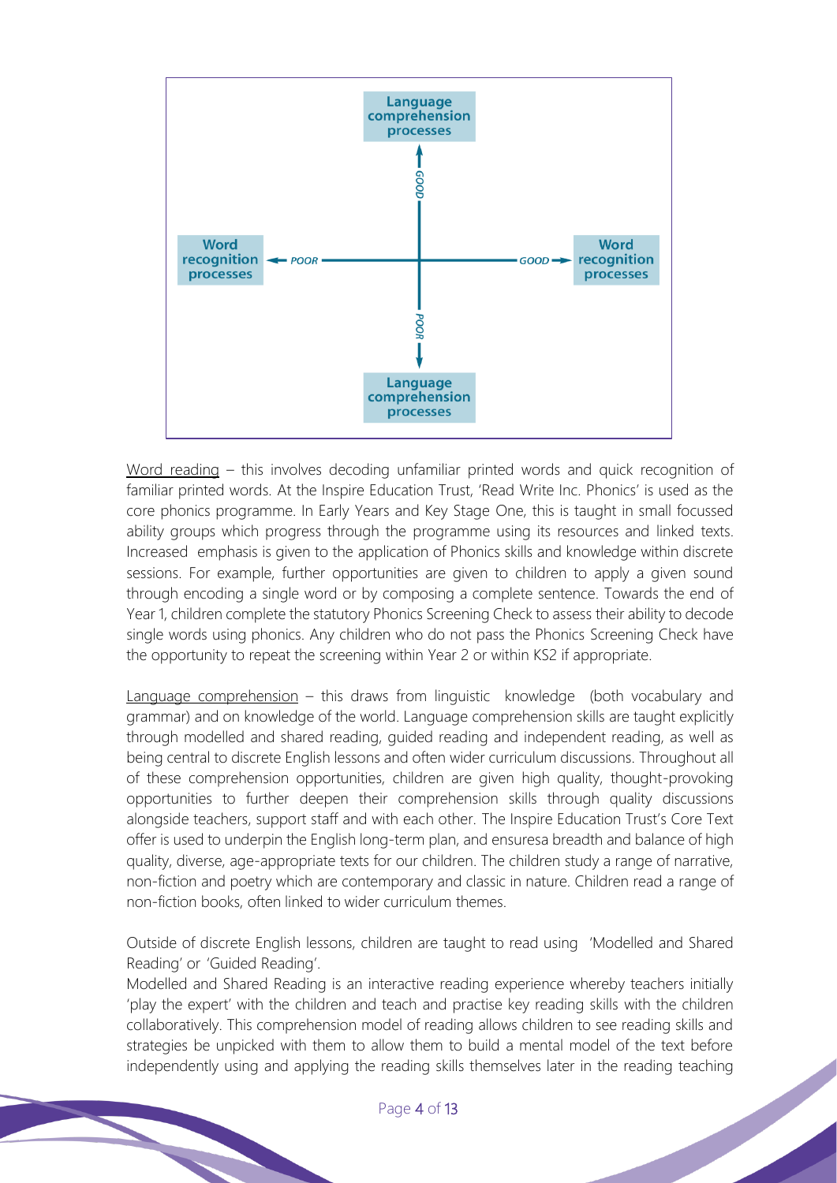Language comprehension processes

Word recognition processes ← POOR — GOOD → Word recognition processes

↑ GOOD / POOR ↓

Language comprehension processes

Word reading – this involves decoding unfamiliar printed words and quick recognition of familiar printed words. At the Inspire Education Trust, 'Read Write Inc. Phonics' is used as the core phonics programme. In Early Years and Key Stage One, this is taught in small focussed ability groups which progress through the programme using its resources and linked texts. Increased emphasis is given to the application of Phonics skills and knowledge within discrete sessions. For example, further opportunities are given to children to apply a given sound through encoding a single word or by composing a complete sentence. Towards the end of Year 1, children complete the statutory Phonics Screening Check to assess their ability to decode single words using phonics. Any children who do not pass the Phonics Screening Check have the opportunity to repeat the screening within Year 2 or within KS2 if appropriate.

Language comprehension – this draws from linguistic knowledge (both vocabulary and grammar) and on knowledge of the world. Language comprehension skills are taught explicitly through modelled and shared reading, guided reading and independent reading, as well as being central to discrete English lessons and often wider curriculum discussions. Throughout all of these comprehension opportunities, children are given high quality, thought-provoking opportunities to further deepen their comprehension skills through quality discussions alongside teachers, support staff and with each other. The Inspire Education Trust's Core Text offer is used to underpin the English long-term plan, and ensuresa breadth and balance of high quality, diverse, age-appropriate texts for our children. The children study a range of narrative, non-fiction and poetry which are contemporary and classic in nature. Children read a range of non-fiction books, often linked to wider curriculum themes.

Outside of discrete English lessons, children are taught to read using 'Modelled and Shared Reading' or 'Guided Reading'.

Modelled and Shared Reading is an interactive reading experience whereby teachers initially 'play the expert' with the children and teach and practise key reading skills with the children collaboratively. This comprehension model of reading allows children to see reading skills and strategies be unpicked with them to allow them to build a mental model of the text before independently using and applying the reading skills themselves later in the reading teaching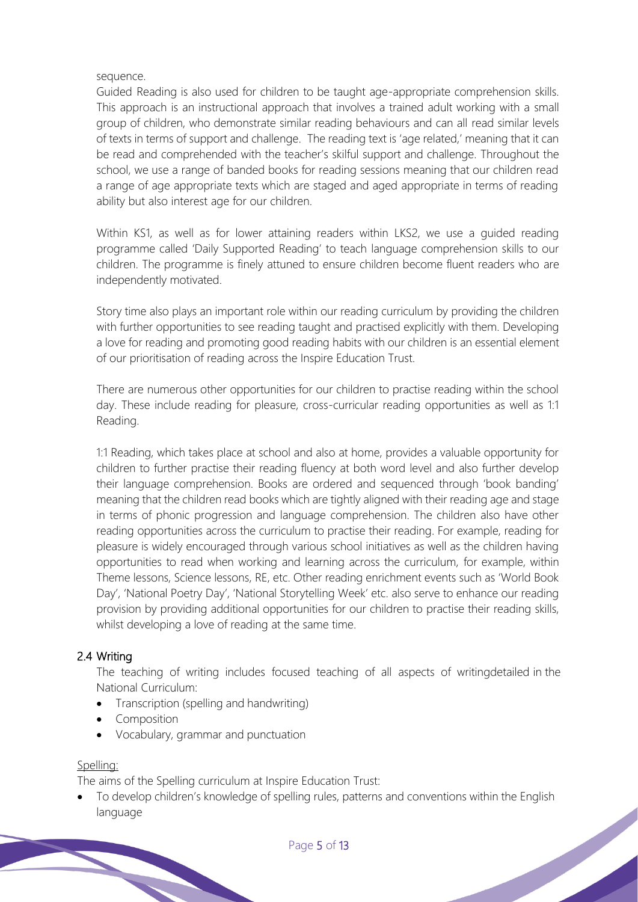sequence.

Guided Reading is also used for children to be taught age-appropriate comprehension skills. This approach is an instructional approach that involves a trained adult working with a small group of children, who demonstrate similar reading behaviours and can all read similar levels of texts in terms of support and challenge. The reading text is 'age related,' meaning that it can be read and comprehended with the teacher's skilful support and challenge. Throughout the school, we use a range of banded books for reading sessions meaning that our children read a range of age appropriate texts which are staged and aged appropriate in terms of reading ability but also interest age for our children.

Within KS1, as well as for lower attaining readers within LKS2, we use a guided reading programme called 'Daily Supported Reading' to teach language comprehension skills to our children. The programme is finely attuned to ensure children become fluent readers who are independently motivated.

Story time also plays an important role within our reading curriculum by providing the children with further opportunities to see reading taught and practised explicitly with them. Developing a love for reading and promoting good reading habits with our children is an essential element of our prioritisation of reading across the Inspire Education Trust.

There are numerous other opportunities for our children to practise reading within the school day. These include reading for pleasure, cross-curricular reading opportunities as well as 1:1 Reading.

1:1 Reading, which takes place at school and also at home, provides a valuable opportunity for children to further practise their reading fluency at both word level and also further develop their language comprehension. Books are ordered and sequenced through 'book banding' meaning that the children read books which are tightly aligned with their reading age and stage in terms of phonic progression and language comprehension. The children also have other reading opportunities across the curriculum to practise their reading. For example, reading for pleasure is widely encouraged through various school initiatives as well as the children having opportunities to read when working and learning across the curriculum, for example, within Theme lessons, Science lessons, RE, etc. Other reading enrichment events such as 'World Book Day', 'National Poetry Day', 'National Storytelling Week' etc. also serve to enhance our reading provision by providing additional opportunities for our children to practise their reading skills, whilst developing a love of reading at the same time.

## 2.4 Writing

The teaching of writing includes focused teaching of all aspects of writingdetailed in the National Curriculum:

- Transcription (spelling and handwriting)
- Composition
- Vocabulary, grammar and punctuation

Spelling:

The aims of the Spelling curriculum at Inspire Education Trust:

- To develop children's knowledge of spelling rules, patterns and conventions within the English language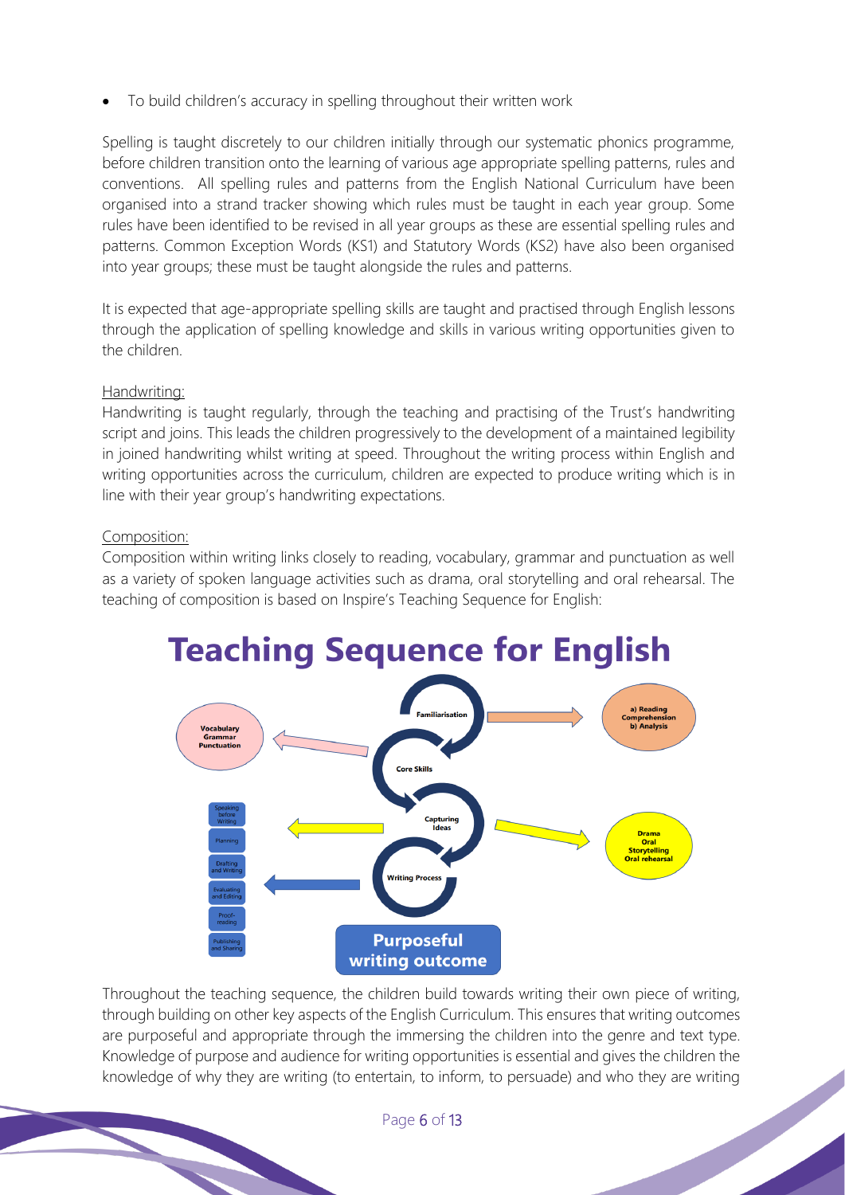- To build children's accuracy in spelling throughout their written work

Spelling is taught discretely to our children initially through our systematic phonics programme, before children transition onto the learning of various age appropriate spelling patterns, rules and conventions. All spelling rules and patterns from the English National Curriculum have been organised into a strand tracker showing which rules must be taught in each year group. Some rules have been identified to be revised in all year groups as these are essential spelling rules and patterns. Common Exception Words (KS1) and Statutory Words (KS2) have also been organised into year groups; these must be taught alongside the rules and patterns.

It is expected that age-appropriate spelling skills are taught and practised through English lessons through the application of spelling knowledge and skills in various writing opportunities given to the children.

Handwriting:

Handwriting is taught regularly, through the teaching and practising of the Trust's handwriting script and joins. This leads the children progressively to the development of a maintained legibility in joined handwriting whilst writing at speed. Throughout the writing process within English and writing opportunities across the curriculum, children are expected to produce writing which is in line with their year group's handwriting expectations.

Composition:

Composition within writing links closely to reading, vocabulary, grammar and punctuation as well as a variety of spoken language activities such as drama, oral storytelling and oral rehearsal. The teaching of composition is based on Inspire's Teaching Sequence for English:

## Teaching Sequence for English

- **Familiarisation** → a) Reading Comprehension b) Analysis
- **Core Skills** → Vocabulary, Grammar, Punctuation
- **Capturing Ideas** → Drama, Oral Storytelling, Oral rehearsal
- **Writing Process** → Speaking before Writing; Planning; Drafting and Writing; Evaluating and Editing; Proof-reading; Publishing and Sharing

**Purposeful writing outcome**

Throughout the teaching sequence, the children build towards writing their own piece of writing, through building on other key aspects of the English Curriculum. This ensures that writing outcomes are purposeful and appropriate through the immersing the children into the genre and text type. Knowledge of purpose and audience for writing opportunities is essential and gives the children the knowledge of why they are writing (to entertain, to inform, to persuade) and who they are writing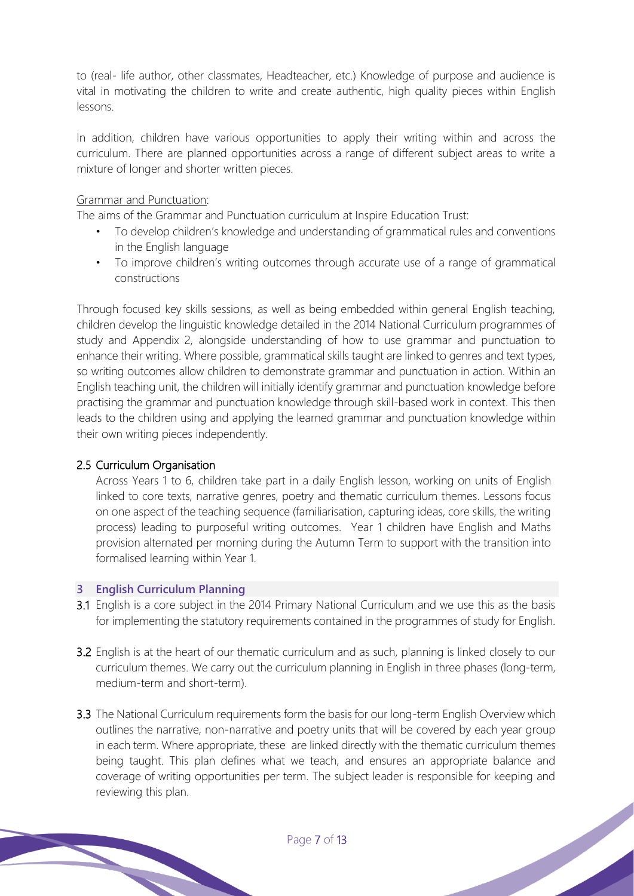to (real- life author, other classmates, Headteacher, etc.) Knowledge of purpose and audience is vital in motivating the children to write and create authentic, high quality pieces within English lessons.

In addition, children have various opportunities to apply their writing within and across the curriculum. There are planned opportunities across a range of different subject areas to write a mixture of longer and shorter written pieces.

Grammar and Punctuation:

The aims of the Grammar and Punctuation curriculum at Inspire Education Trust:

- To develop children's knowledge and understanding of grammatical rules and conventions in the English language
- To improve children's writing outcomes through accurate use of a range of grammatical constructions

Through focused key skills sessions, as well as being embedded within general English teaching, children develop the linguistic knowledge detailed in the 2014 National Curriculum programmes of study and Appendix 2, alongside understanding of how to use grammar and punctuation to enhance their writing. Where possible, grammatical skills taught are linked to genres and text types, so writing outcomes allow children to demonstrate grammar and punctuation in action. Within an English teaching unit, the children will initially identify grammar and punctuation knowledge before practising the grammar and punctuation knowledge through skill-based work in context. This then leads to the children using and applying the learned grammar and punctuation knowledge within their own writing pieces independently.

### 2.5 Curriculum Organisation

Across Years 1 to 6, children take part in a daily English lesson, working on units of English linked to core texts, narrative genres, poetry and thematic curriculum themes. Lessons focus on one aspect of the teaching sequence (familiarisation, capturing ideas, core skills, the writing process) leading to purposeful writing outcomes. Year 1 children have English and Maths provision alternated per morning during the Autumn Term to support with the transition into formalised learning within Year 1.

## 3 English Curriculum Planning

**3.1** English is a core subject in the 2014 Primary National Curriculum and we use this as the basis for implementing the statutory requirements contained in the programmes of study for English.

**3.2** English is at the heart of our thematic curriculum and as such, planning is linked closely to our curriculum themes. We carry out the curriculum planning in English in three phases (long-term, medium-term and short-term).

**3.3** The National Curriculum requirements form the basis for our long-term English Overview which outlines the narrative, non-narrative and poetry units that will be covered by each year group in each term. Where appropriate, these are linked directly with the thematic curriculum themes being taught. This plan defines what we teach, and ensures an appropriate balance and coverage of writing opportunities per term. The subject leader is responsible for keeping and reviewing this plan.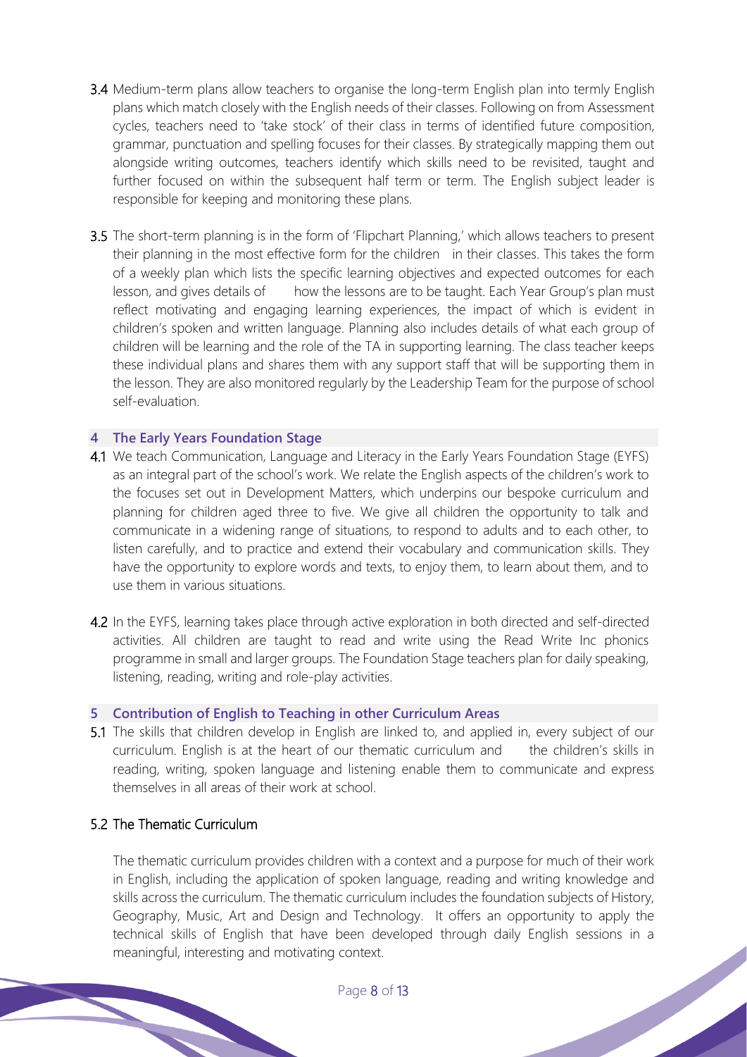**3.4** Medium-term plans allow teachers to organise the long-term English plan into termly English plans which match closely with the English needs of their classes. Following on from Assessment cycles, teachers need to 'take stock' of their class in terms of identified future composition, grammar, punctuation and spelling focuses for their classes. By strategically mapping them out alongside writing outcomes, teachers identify which skills need to be revisited, taught and further focused on within the subsequent half term or term. The English subject leader is responsible for keeping and monitoring these plans.

**3.5** The short-term planning is in the form of 'Flipchart Planning,' which allows teachers to present their planning in the most effective form for the children in their classes. This takes the form of a weekly plan which lists the specific learning objectives and expected outcomes for each lesson, and gives details of how the lessons are to be taught. Each Year Group's plan must reflect motivating and engaging learning experiences, the impact of which is evident in children's spoken and written language. Planning also includes details of what each group of children will be learning and the role of the TA in supporting learning. The class teacher keeps these individual plans and shares them with any support staff that will be supporting them in the lesson. They are also monitored regularly by the Leadership Team for the purpose of school self-evaluation.

## 4 The Early Years Foundation Stage

**4.1** We teach Communication, Language and Literacy in the Early Years Foundation Stage (EYFS) as an integral part of the school's work. We relate the English aspects of the children's work to the focuses set out in Development Matters, which underpins our bespoke curriculum and planning for children aged three to five. We give all children the opportunity to talk and communicate in a widening range of situations, to respond to adults and to each other, to listen carefully, and to practice and extend their vocabulary and communication skills. They have the opportunity to explore words and texts, to enjoy them, to learn about them, and to use them in various situations.

**4.2** In the EYFS, learning takes place through active exploration in both directed and self-directed activities. All children are taught to read and write using the Read Write Inc phonics programme in small and larger groups. The Foundation Stage teachers plan for daily speaking, listening, reading, writing and role-play activities.

## 5 Contribution of English to Teaching in other Curriculum Areas

**5.1** The skills that children develop in English are linked to, and applied in, every subject of our curriculum. English is at the heart of our thematic curriculum and the children's skills in reading, writing, spoken language and listening enable them to communicate and express themselves in all areas of their work at school.

### 5.2 The Thematic Curriculum

The thematic curriculum provides children with a context and a purpose for much of their work in English, including the application of spoken language, reading and writing knowledge and skills across the curriculum. The thematic curriculum includes the foundation subjects of History, Geography, Music, Art and Design and Technology. It offers an opportunity to apply the technical skills of English that have been developed through daily English sessions in a meaningful, interesting and motivating context.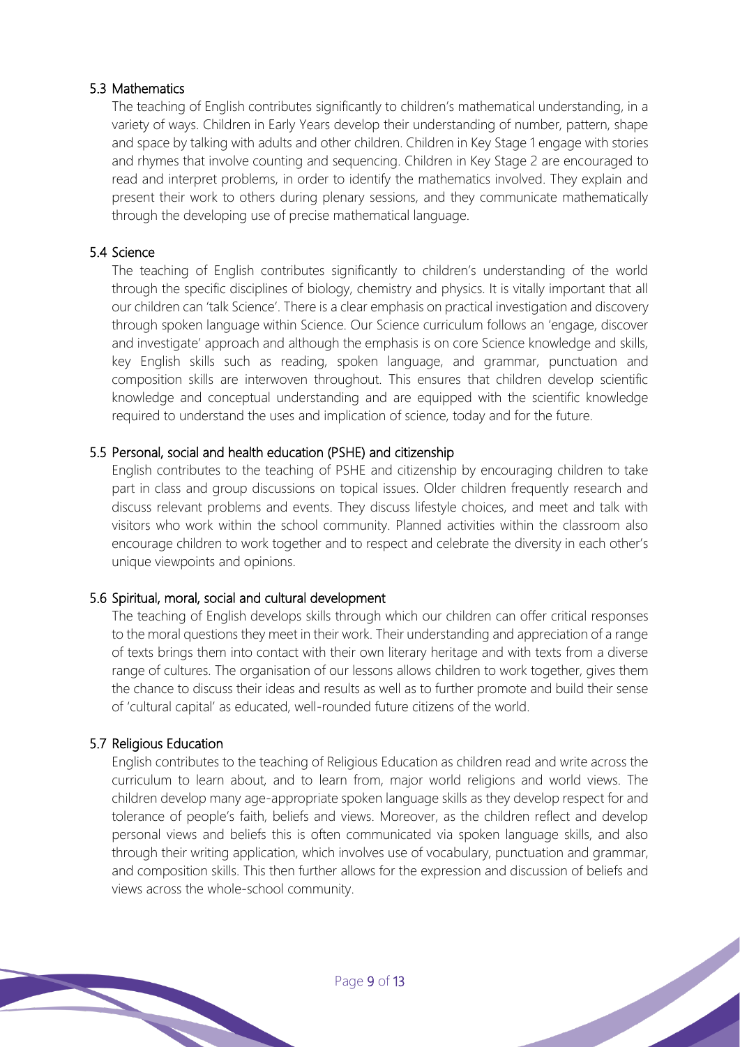### 5.3 Mathematics

The teaching of English contributes significantly to children's mathematical understanding, in a variety of ways. Children in Early Years develop their understanding of number, pattern, shape and space by talking with adults and other children. Children in Key Stage 1 engage with stories and rhymes that involve counting and sequencing. Children in Key Stage 2 are encouraged to read and interpret problems, in order to identify the mathematics involved. They explain and present their work to others during plenary sessions, and they communicate mathematically through the developing use of precise mathematical language.

### 5.4 Science

The teaching of English contributes significantly to children's understanding of the world through the specific disciplines of biology, chemistry and physics. It is vitally important that all our children can 'talk Science'. There is a clear emphasis on practical investigation and discovery through spoken language within Science. Our Science curriculum follows an 'engage, discover and investigate' approach and although the emphasis is on core Science knowledge and skills, key English skills such as reading, spoken language, and grammar, punctuation and composition skills are interwoven throughout. This ensures that children develop scientific knowledge and conceptual understanding and are equipped with the scientific knowledge required to understand the uses and implication of science, today and for the future.

### 5.5 Personal, social and health education (PSHE) and citizenship

English contributes to the teaching of PSHE and citizenship by encouraging children to take part in class and group discussions on topical issues. Older children frequently research and discuss relevant problems and events. They discuss lifestyle choices, and meet and talk with visitors who work within the school community. Planned activities within the classroom also encourage children to work together and to respect and celebrate the diversity in each other's unique viewpoints and opinions.

### 5.6 Spiritual, moral, social and cultural development

The teaching of English develops skills through which our children can offer critical responses to the moral questions they meet in their work. Their understanding and appreciation of a range of texts brings them into contact with their own literary heritage and with texts from a diverse range of cultures. The organisation of our lessons allows children to work together, gives them the chance to discuss their ideas and results as well as to further promote and build their sense of 'cultural capital' as educated, well-rounded future citizens of the world.

### 5.7 Religious Education

English contributes to the teaching of Religious Education as children read and write across the curriculum to learn about, and to learn from, major world religions and world views. The children develop many age-appropriate spoken language skills as they develop respect for and tolerance of people's faith, beliefs and views. Moreover, as the children reflect and develop personal views and beliefs this is often communicated via spoken language skills, and also through their writing application, which involves use of vocabulary, punctuation and grammar, and composition skills. This then further allows for the expression and discussion of beliefs and views across the whole-school community.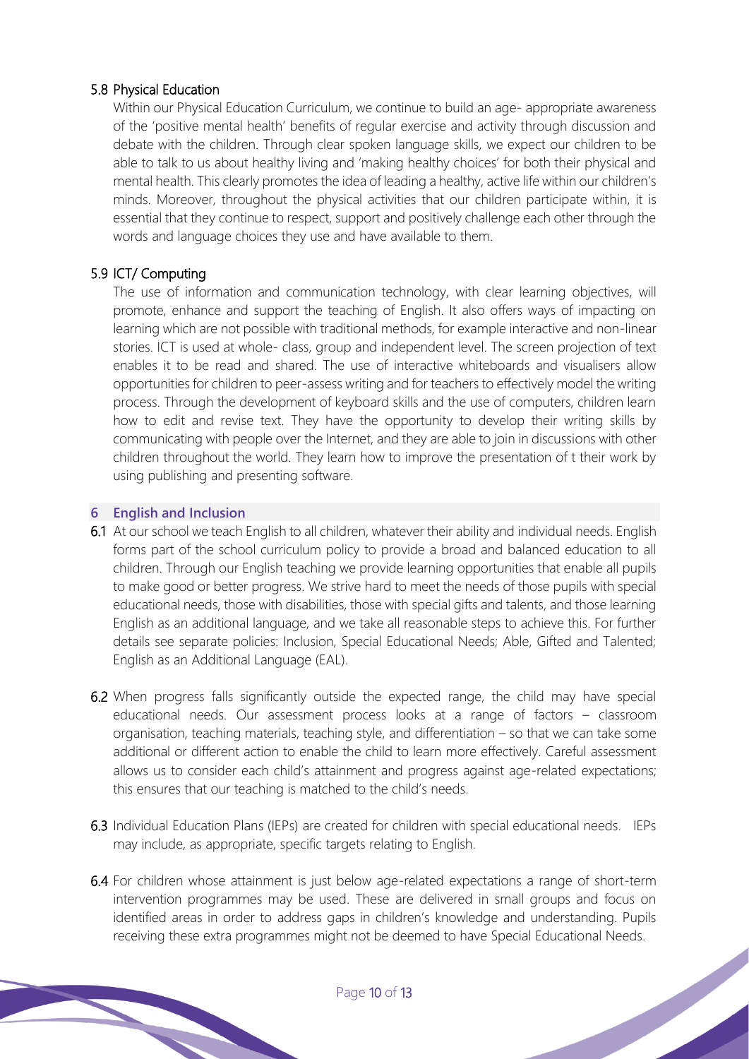### 5.8 Physical Education

Within our Physical Education Curriculum, we continue to build an age- appropriate awareness of the 'positive mental health' benefits of regular exercise and activity through discussion and debate with the children. Through clear spoken language skills, we expect our children to be able to talk to us about healthy living and 'making healthy choices' for both their physical and mental health. This clearly promotes the idea of leading a healthy, active life within our children's minds. Moreover, throughout the physical activities that our children participate within, it is essential that they continue to respect, support and positively challenge each other through the words and language choices they use and have available to them.

### 5.9 ICT/ Computing

The use of information and communication technology, with clear learning objectives, will promote, enhance and support the teaching of English. It also offers ways of impacting on learning which are not possible with traditional methods, for example interactive and non-linear stories. ICT is used at whole- class, group and independent level. The screen projection of text enables it to be read and shared. The use of interactive whiteboards and visualisers allow opportunities for children to peer-assess writing and for teachers to effectively model the writing process. Through the development of keyboard skills and the use of computers, children learn how to edit and revise text. They have the opportunity to develop their writing skills by communicating with people over the Internet, and they are able to join in discussions with other children throughout the world. They learn how to improve the presentation of t their work by using publishing and presenting software.

## 6 English and Inclusion

**6.1** At our school we teach English to all children, whatever their ability and individual needs. English forms part of the school curriculum policy to provide a broad and balanced education to all children. Through our English teaching we provide learning opportunities that enable all pupils to make good or better progress. We strive hard to meet the needs of those pupils with special educational needs, those with disabilities, those with special gifts and talents, and those learning English as an additional language, and we take all reasonable steps to achieve this. For further details see separate policies: Inclusion, Special Educational Needs; Able, Gifted and Talented; English as an Additional Language (EAL).

**6.2** When progress falls significantly outside the expected range, the child may have special educational needs. Our assessment process looks at a range of factors – classroom organisation, teaching materials, teaching style, and differentiation – so that we can take some additional or different action to enable the child to learn more effectively. Careful assessment allows us to consider each child's attainment and progress against age-related expectations; this ensures that our teaching is matched to the child's needs.

**6.3** Individual Education Plans (IEPs) are created for children with special educational needs. IEPs may include, as appropriate, specific targets relating to English.

**6.4** For children whose attainment is just below age-related expectations a range of short-term intervention programmes may be used. These are delivered in small groups and focus on identified areas in order to address gaps in children's knowledge and understanding. Pupils receiving these extra programmes might not be deemed to have Special Educational Needs.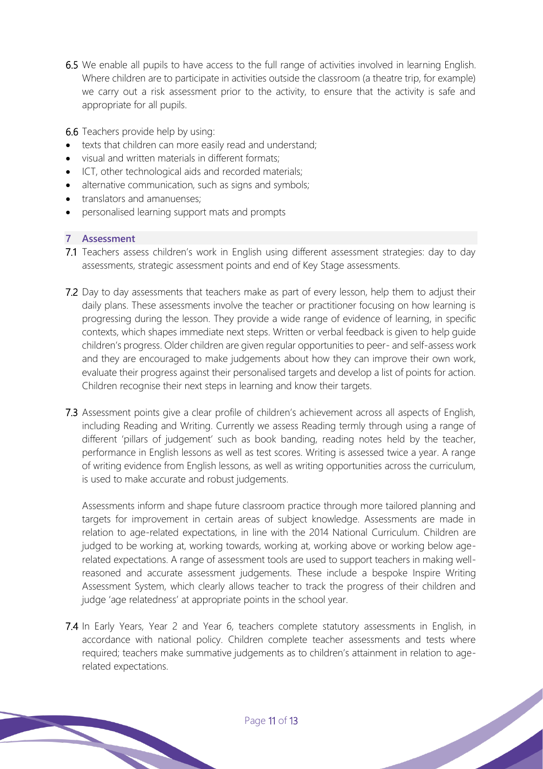6.5 We enable all pupils to have access to the full range of activities involved in learning English. Where children are to participate in activities outside the classroom (a theatre trip, for example) we carry out a risk assessment prior to the activity, to ensure that the activity is safe and appropriate for all pupils.

6.6 Teachers provide help by using:

- texts that children can more easily read and understand;
- visual and written materials in different formats;
- ICT, other technological aids and recorded materials;
- alternative communication, such as signs and symbols;
- translators and amanuenses;
- personalised learning support mats and prompts

## 7 Assessment

7.1 Teachers assess children's work in English using different assessment strategies: day to day assessments, strategic assessment points and end of Key Stage assessments.

7.2 Day to day assessments that teachers make as part of every lesson, help them to adjust their daily plans. These assessments involve the teacher or practitioner focusing on how learning is progressing during the lesson. They provide a wide range of evidence of learning, in specific contexts, which shapes immediate next steps. Written or verbal feedback is given to help guide children's progress. Older children are given regular opportunities to peer- and self-assess work and they are encouraged to make judgements about how they can improve their own work, evaluate their progress against their personalised targets and develop a list of points for action. Children recognise their next steps in learning and know their targets.

7.3 Assessment points give a clear profile of children's achievement across all aspects of English, including Reading and Writing. Currently we assess Reading termly through using a range of different 'pillars of judgement' such as book banding, reading notes held by the teacher, performance in English lessons as well as test scores. Writing is assessed twice a year. A range of writing evidence from English lessons, as well as writing opportunities across the curriculum, is used to make accurate and robust judgements.

Assessments inform and shape future classroom practice through more tailored planning and targets for improvement in certain areas of subject knowledge. Assessments are made in relation to age-related expectations, in line with the 2014 National Curriculum. Children are judged to be working at, working towards, working at, working above or working below age-related expectations. A range of assessment tools are used to support teachers in making well-reasoned and accurate assessment judgements. These include a bespoke Inspire Writing Assessment System, which clearly allows teacher to track the progress of their children and judge 'age relatedness' at appropriate points in the school year.

7.4 In Early Years, Year 2 and Year 6, teachers complete statutory assessments in English, in accordance with national policy. Children complete teacher assessments and tests where required; teachers make summative judgements as to children's attainment in relation to age-related expectations.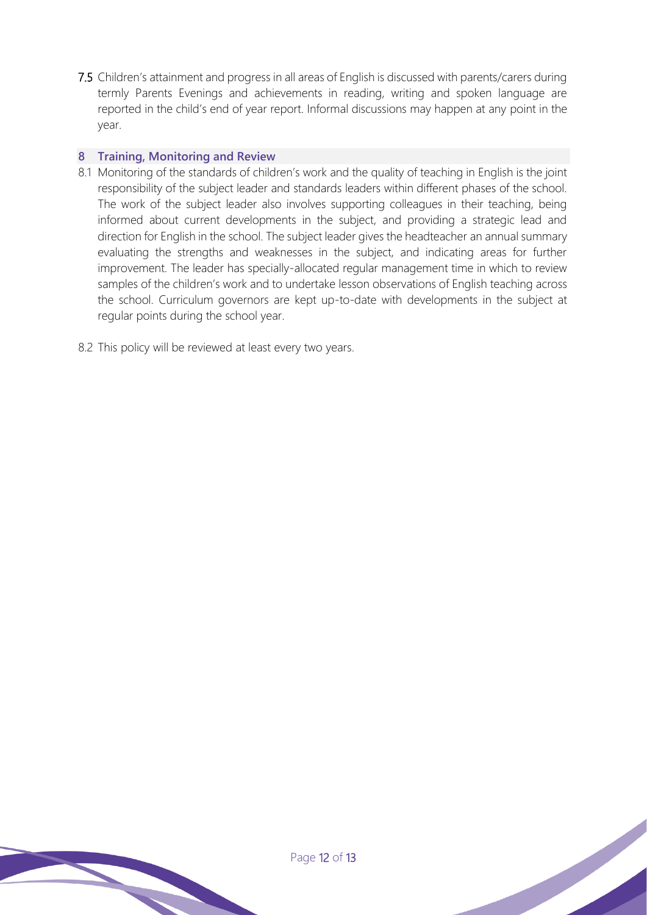7.5 Children's attainment and progress in all areas of English is discussed with parents/carers during termly Parents Evenings and achievements in reading, writing and spoken language are reported in the child's end of year report. Informal discussions may happen at any point in the year.

## 8 Training, Monitoring and Review

8.1 Monitoring of the standards of children's work and the quality of teaching in English is the joint responsibility of the subject leader and standards leaders within different phases of the school. The work of the subject leader also involves supporting colleagues in their teaching, being informed about current developments in the subject, and providing a strategic lead and direction for English in the school. The subject leader gives the headteacher an annual summary evaluating the strengths and weaknesses in the subject, and indicating areas for further improvement. The leader has specially-allocated regular management time in which to review samples of the children's work and to undertake lesson observations of English teaching across the school. Curriculum governors are kept up-to-date with developments in the subject at regular points during the school year.

8.2 This policy will be reviewed at least every two years.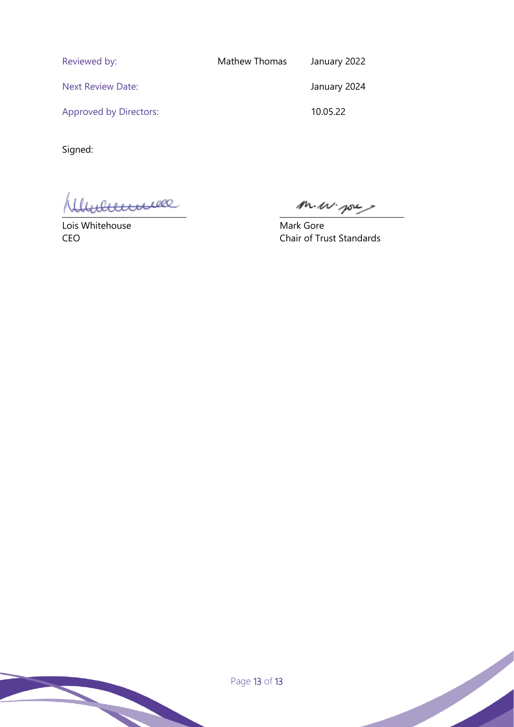| | | |
|---|---|---|
| Reviewed by: | Mathew Thomas | January 2022 |
| Next Review Date: | | January 2024 |
| Approved by Directors: | | 10.05.22 |

Signed:

Lois Whitehouse
CEO

Mark Gore
Chair of Trust Standards